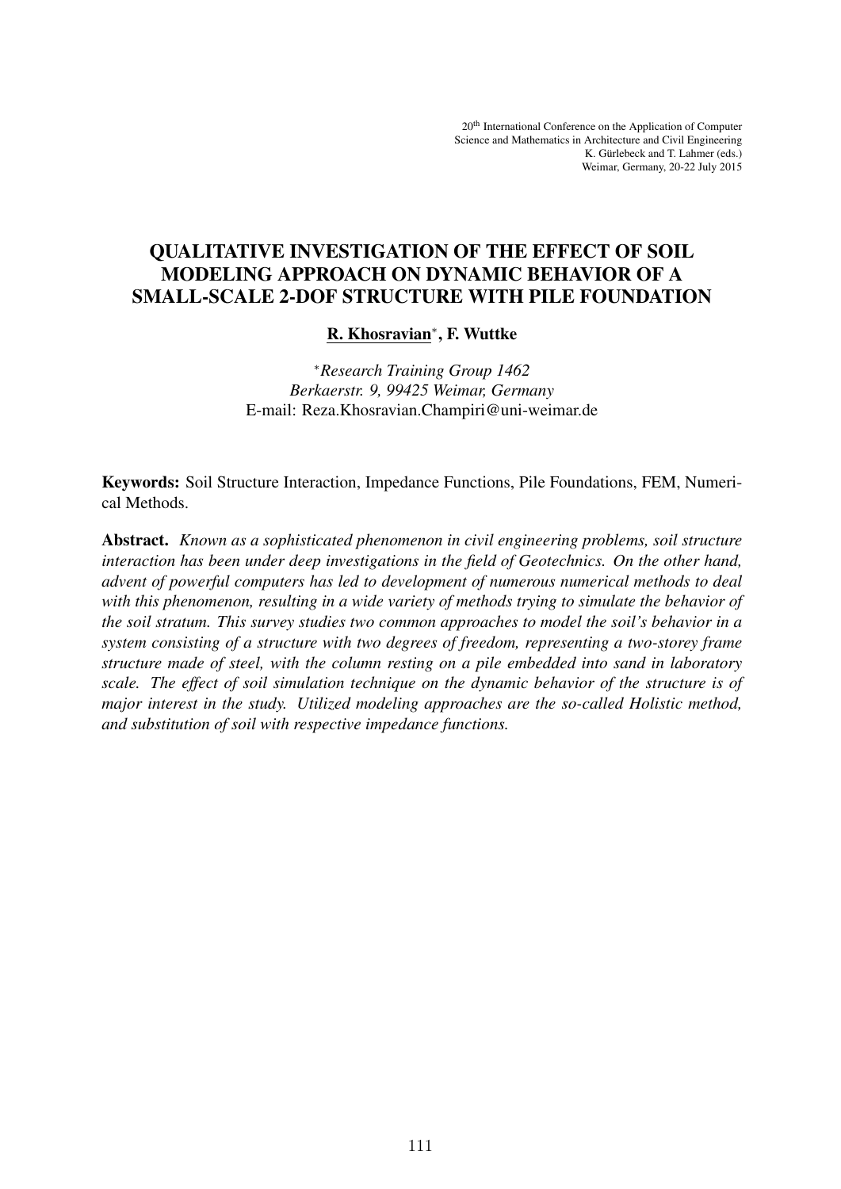20th International Conference on the Application of Computer Science and Mathematics in Architecture and Civil Engineering
K. Gürlebeck and T. Lahmer (eds.)
Weimar, Germany, 20-22 July 2015

# QUALITATIVE INVESTIGATION OF THE EFFECT OF SOIL MODELING APPROACH ON DYNAMIC BEHAVIOR OF A SMALL-SCALE 2-DOF STRUCTURE WITH PILE FOUNDATION

**R. Khosravian***, **F. Wuttke**

*\*Research Training Group 1462*
*Berkaerstr. 9, 99425 Weimar, Germany*
E-mail: Reza.Khosravian.Champiri@uni-weimar.de

**Keywords:** Soil Structure Interaction, Impedance Functions, Pile Foundations, FEM, Numerical Methods.

**Abstract.** *Known as a sophisticated phenomenon in civil engineering problems, soil structure interaction has been under deep investigations in the field of Geotechnics. On the other hand, advent of powerful computers has led to development of numerous numerical methods to deal with this phenomenon, resulting in a wide variety of methods trying to simulate the behavior of the soil stratum. This survey studies two common approaches to model the soil's behavior in a system consisting of a structure with two degrees of freedom, representing a two-storey frame structure made of steel, with the column resting on a pile embedded into sand in laboratory scale. The effect of soil simulation technique on the dynamic behavior of the structure is of major interest in the study. Utilized modeling approaches are the so-called Holistic method, and substitution of soil with respective impedance functions.*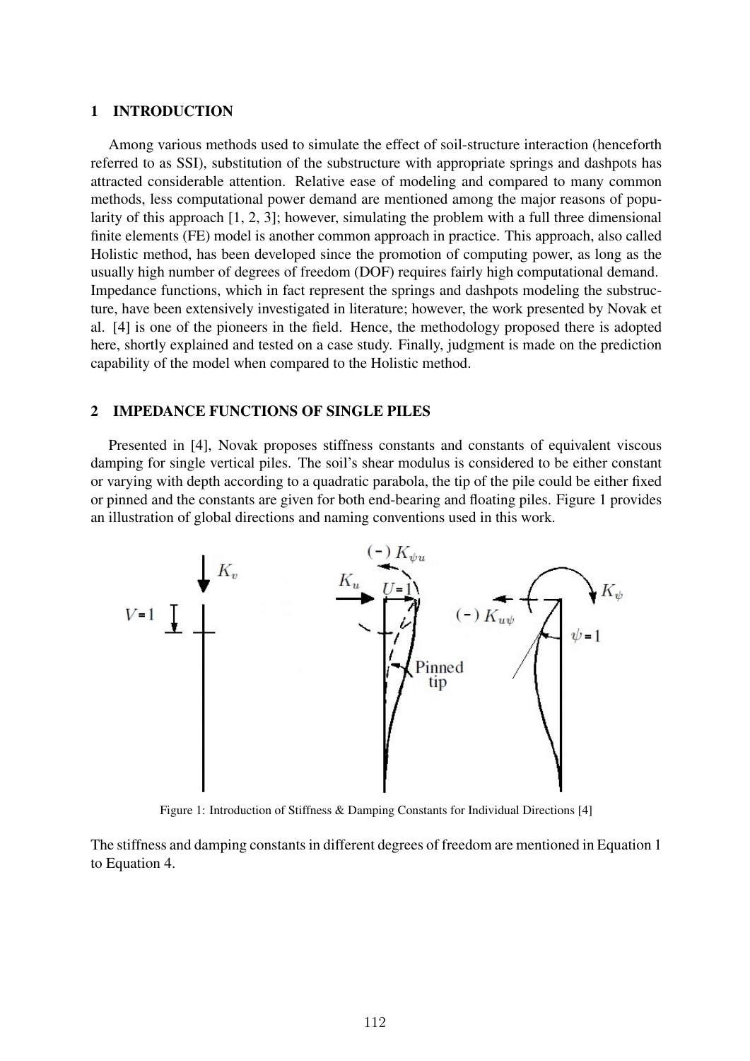## 1 INTRODUCTION

Among various methods used to simulate the effect of soil-structure interaction (henceforth referred to as SSI), substitution of the substructure with appropriate springs and dashpots has attracted considerable attention. Relative ease of modeling and compared to many common methods, less computational power demand are mentioned among the major reasons of popularity of this approach [1, 2, 3]; however, simulating the problem with a full three dimensional finite elements (FE) model is another common approach in practice. This approach, also called Holistic method, has been developed since the promotion of computing power, as long as the usually high number of degrees of freedom (DOF) requires fairly high computational demand. Impedance functions, which in fact represent the springs and dashpots modeling the substructure, have been extensively investigated in literature; however, the work presented by Novak et al. [4] is one of the pioneers in the field. Hence, the methodology proposed there is adopted here, shortly explained and tested on a case study. Finally, judgment is made on the prediction capability of the model when compared to the Holistic method.

## 2 IMPEDANCE FUNCTIONS OF SINGLE PILES

Presented in [4], Novak proposes stiffness constants and constants of equivalent viscous damping for single vertical piles. The soil's shear modulus is considered to be either constant or varying with depth according to a quadratic parabola, the tip of the pile could be either fixed or pinned and the constants are given for both end-bearing and floating piles. Figure 1 provides an illustration of global directions and naming conventions used in this work.

Figure 1: Introduction of Stiffness & Damping Constants for Individual Directions [4]

The stiffness and damping constants in different degrees of freedom are mentioned in Equation 1 to Equation 4.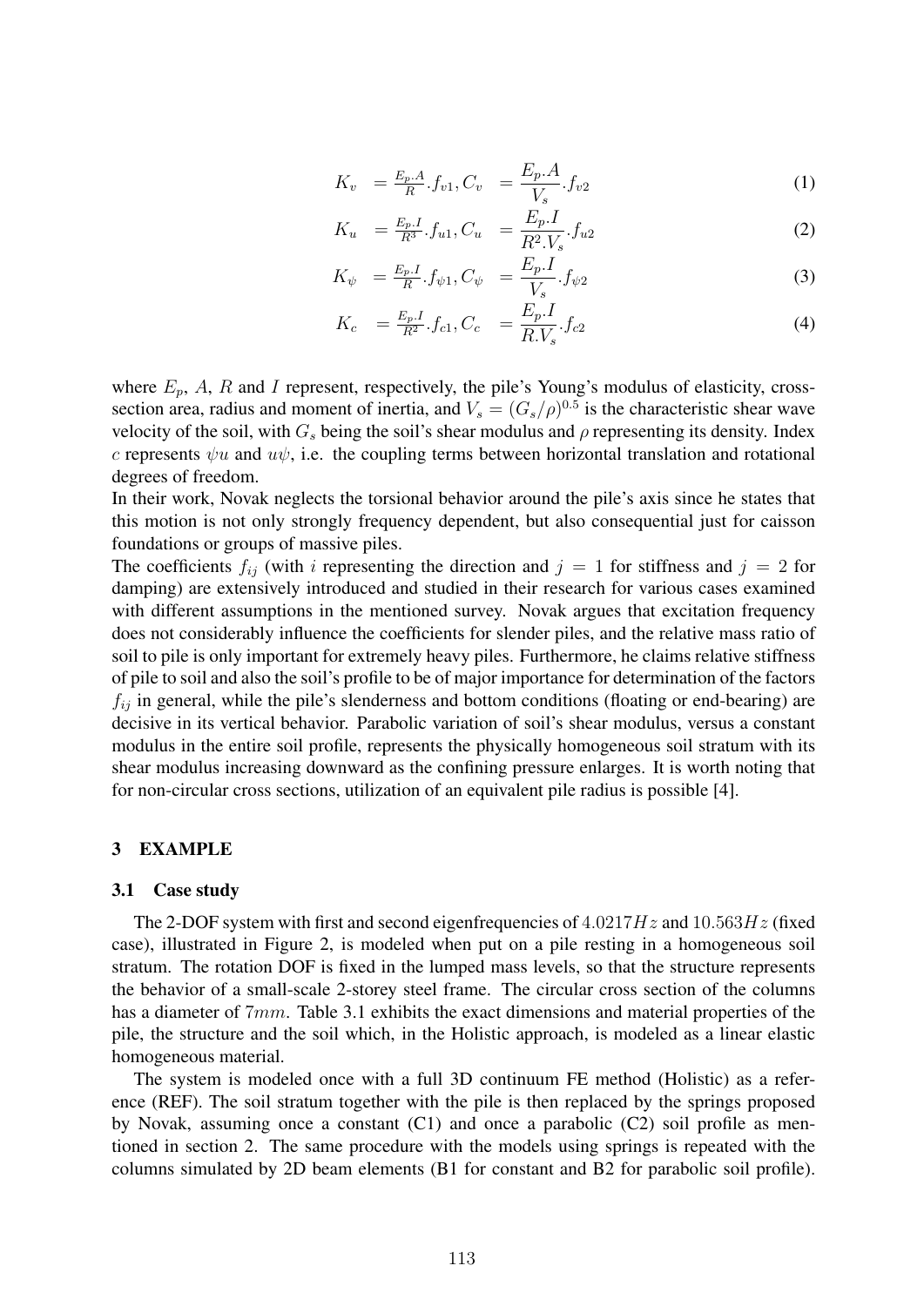$$K_v = \frac{E_p.A}{R}.f_{v1}, C_v = \frac{E_p.A}{V_s}.f_{v2} \tag{1}$$

$$K_u = \frac{E_p.I}{R^3}.f_{u1}, C_u = \frac{E_p.I}{R^2.V_s}.f_{u2} \tag{2}$$

$$K_\psi = \frac{E_p.I}{R}.f_{\psi 1}, C_\psi = \frac{E_p.I}{V_s}.f_{\psi 2} \tag{3}$$

$$K_c = \frac{E_p.I}{R^2}.f_{c1}, C_c = \frac{E_p.I}{R.V_s}.f_{c2} \tag{4}$$

where $E_p$, $A$, $R$ and $I$ represent, respectively, the pile's Young's modulus of elasticity, cross-section area, radius and moment of inertia, and $V_s = (G_s/\rho)^{0.5}$ is the characteristic shear wave velocity of the soil, with $G_s$ being the soil's shear modulus and $\rho$ representing its density. Index $c$ represents $\psi u$ and $u\psi$, i.e. the coupling terms between horizontal translation and rotational degrees of freedom.

In their work, Novak neglects the torsional behavior around the pile's axis since he states that this motion is not only strongly frequency dependent, but also consequential just for caisson foundations or groups of massive piles.

The coefficients $f_{ij}$ (with $i$ representing the direction and $j = 1$ for stiffness and $j = 2$ for damping) are extensively introduced and studied in their research for various cases examined with different assumptions in the mentioned survey. Novak argues that excitation frequency does not considerably influence the coefficients for slender piles, and the relative mass ratio of soil to pile is only important for extremely heavy piles. Furthermore, he claims relative stiffness of pile to soil and also the soil's profile to be of major importance for determination of the factors $f_{ij}$ in general, while the pile's slenderness and bottom conditions (floating or end-bearing) are decisive in its vertical behavior. Parabolic variation of soil's shear modulus, versus a constant modulus in the entire soil profile, represents the physically homogeneous soil stratum with its shear modulus increasing downward as the confining pressure enlarges. It is worth noting that for non-circular cross sections, utilization of an equivalent pile radius is possible [4].

## 3 EXAMPLE

### 3.1 Case study

The 2-DOF system with first and second eigenfrequencies of $4.0217Hz$ and $10.563Hz$ (fixed case), illustrated in Figure 2, is modeled when put on a pile resting in a homogeneous soil stratum. The rotation DOF is fixed in the lumped mass levels, so that the structure represents the behavior of a small-scale 2-storey steel frame. The circular cross section of the columns has a diameter of $7mm$. Table 3.1 exhibits the exact dimensions and material properties of the pile, the structure and the soil which, in the Holistic approach, is modeled as a linear elastic homogeneous material.

The system is modeled once with a full 3D continuum FE method (Holistic) as a reference (REF). The soil stratum together with the pile is then replaced by the springs proposed by Novak, assuming once a constant (C1) and once a parabolic (C2) soil profile as mentioned in section 2. The same procedure with the models using springs is repeated with the columns simulated by 2D beam elements (B1 for constant and B2 for parabolic soil profile).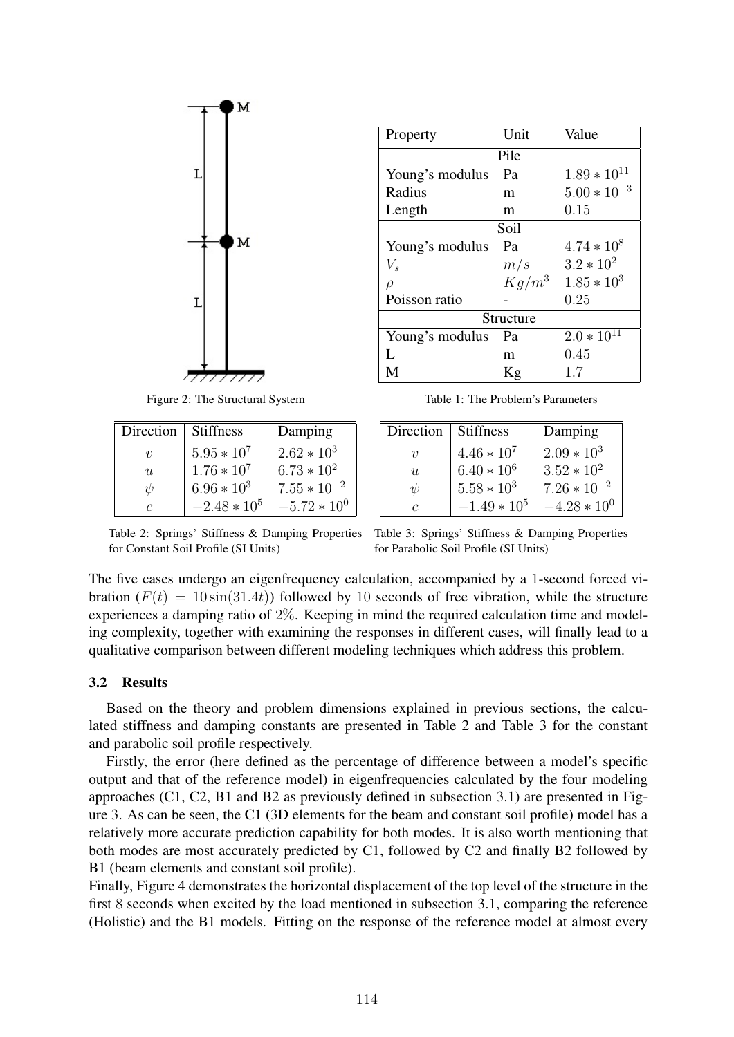Figure 2: The Structural System

| Property | Unit | Value |
|---|---|---|
| Pile | | |
| Young's modulus | Pa | $1.89 * 10^{11}$ |
| Radius | m | $5.00 * 10^{-3}$ |
| Length | m | $0.15$ |
| Soil | | |
| Young's modulus | Pa | $4.74 * 10^{8}$ |
| $V_s$ | $m/s$ | $3.2 * 10^{2}$ |
| $\rho$ | $Kg/m^3$ | $1.85 * 10^{3}$ |
| Poisson ratio | - | $0.25$ |
| Structure | | |
| Young's modulus | Pa | $2.0 * 10^{11}$ |
| L | m | $0.45$ |
| M | Kg | $1.7$ |

Table 1: The Problem's Parameters

| Direction | Stiffness | Damping |
|---|---|---|
| $v$ | $5.95 * 10^{7}$ | $2.62 * 10^{3}$ |
| $u$ | $1.76 * 10^{7}$ | $6.73 * 10^{2}$ |
| $\psi$ | $6.96 * 10^{3}$ | $7.55 * 10^{-2}$ |
| $c$ | $-2.48 * 10^{5}$ | $-5.72 * 10^{0}$ |

Table 2: Springs' Stiffness & Damping Properties for Constant Soil Profile (SI Units)

| Direction | Stiffness | Damping |
|---|---|---|
| $v$ | $4.46 * 10^{7}$ | $2.09 * 10^{3}$ |
| $u$ | $6.40 * 10^{6}$ | $3.52 * 10^{2}$ |
| $\psi$ | $5.58 * 10^{3}$ | $7.26 * 10^{-2}$ |
| $c$ | $-1.49 * 10^{5}$ | $-4.28 * 10^{0}$ |

Table 3: Springs' Stiffness & Damping Properties for Parabolic Soil Profile (SI Units)

The five cases undergo an eigenfrequency calculation, accompanied by a 1-second forced vibration ($F(t) = 10 \sin(31.4t)$) followed by 10 seconds of free vibration, while the structure experiences a damping ratio of 2%. Keeping in mind the required calculation time and modeling complexity, together with examining the responses in different cases, will finally lead to a qualitative comparison between different modeling techniques which address this problem.

### 3.2 Results

Based on the theory and problem dimensions explained in previous sections, the calculated stiffness and damping constants are presented in Table 2 and Table 3 for the constant and parabolic soil profile respectively.

Firstly, the error (here defined as the percentage of difference between a model's specific output and that of the reference model) in eigenfrequencies calculated by the four modeling approaches (C1, C2, B1 and B2 as previously defined in subsection 3.1) are presented in Figure 3. As can be seen, the C1 (3D elements for the beam and constant soil profile) model has a relatively more accurate prediction capability for both modes. It is also worth mentioning that both modes are most accurately predicted by C1, followed by C2 and finally B2 followed by B1 (beam elements and constant soil profile).

Finally, Figure 4 demonstrates the horizontal displacement of the top level of the structure in the first 8 seconds when excited by the load mentioned in subsection 3.1, comparing the reference (Holistic) and the B1 models. Fitting on the response of the reference model at almost every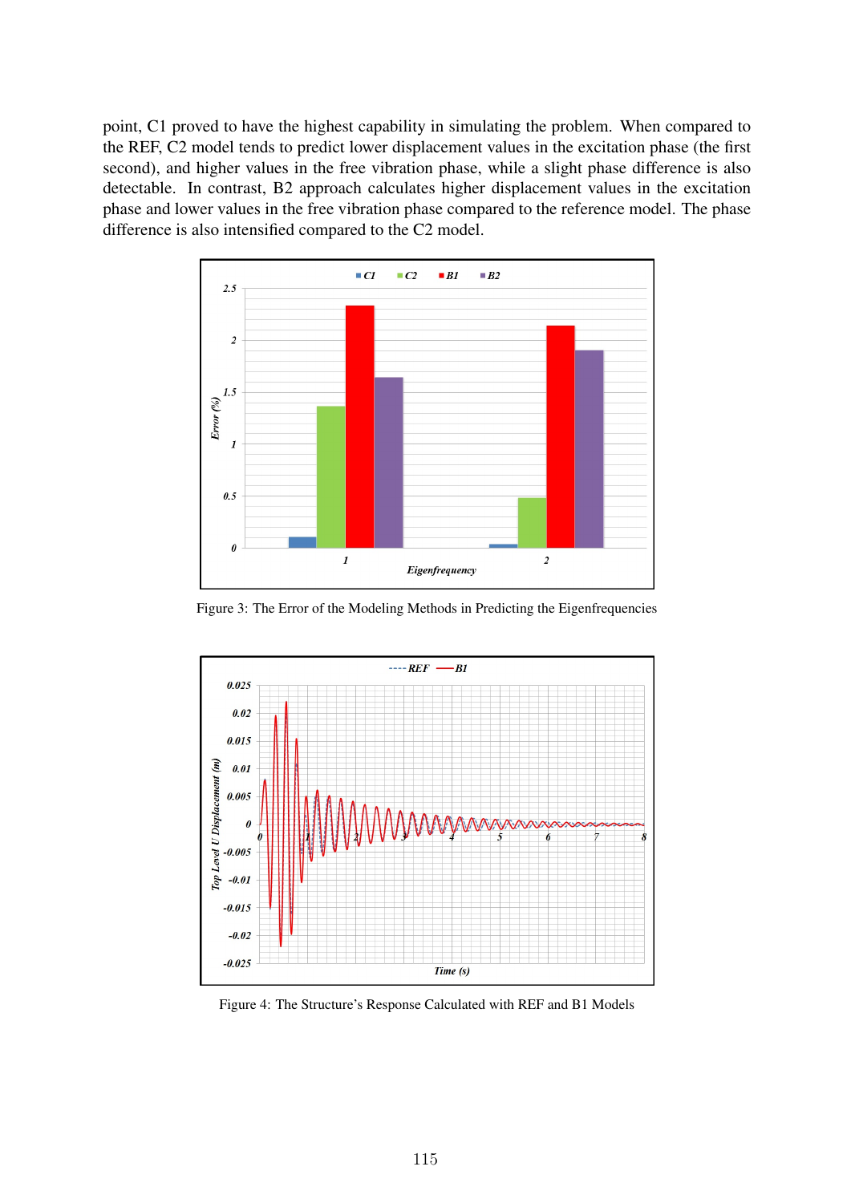point, C1 proved to have the highest capability in simulating the problem. When compared to the REF, C2 model tends to predict lower displacement values in the excitation phase (the first second), and higher values in the free vibration phase, while a slight phase difference is also detectable. In contrast, B2 approach calculates higher displacement values in the excitation phase and lower values in the free vibration phase compared to the reference model. The phase difference is also intensified compared to the C2 model.

Figure 3: The Error of the Modeling Methods in Predicting the Eigenfrequencies

Figure 4: The Structure's Response Calculated with REF and B1 Models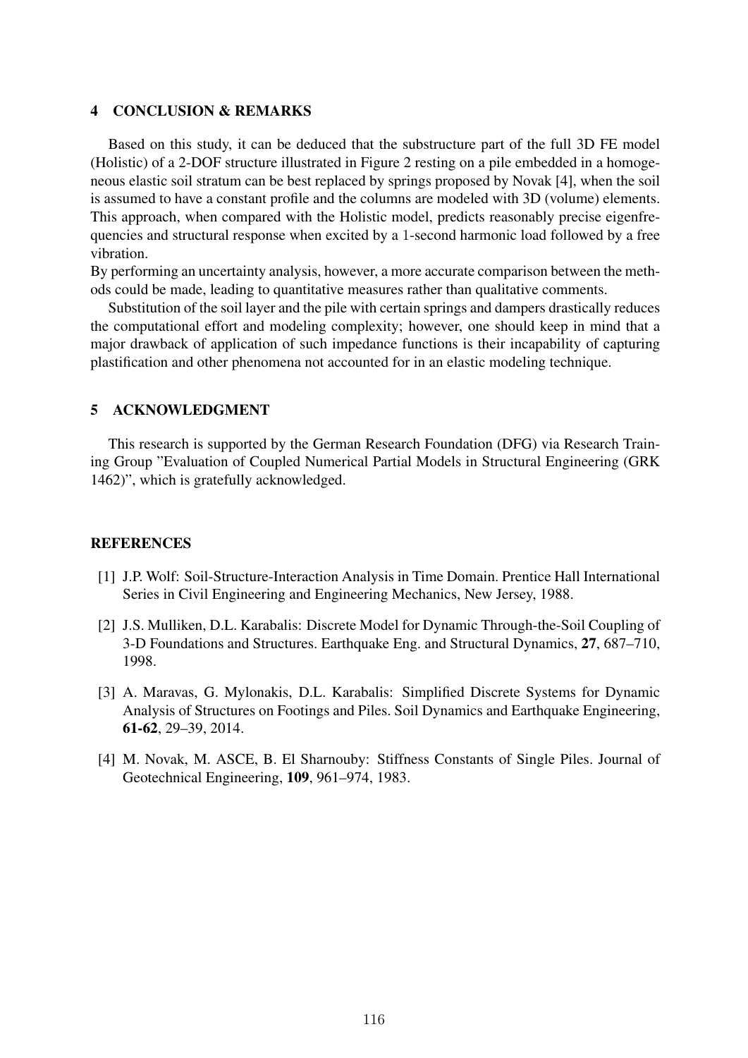## 4 CONCLUSION & REMARKS

Based on this study, it can be deduced that the substructure part of the full 3D FE model (Holistic) of a 2-DOF structure illustrated in Figure 2 resting on a pile embedded in a homogeneous elastic soil stratum can be best replaced by springs proposed by Novak [4], when the soil is assumed to have a constant profile and the columns are modeled with 3D (volume) elements. This approach, when compared with the Holistic model, predicts reasonably precise eigenfrequencies and structural response when excited by a 1-second harmonic load followed by a free vibration.
By performing an uncertainty analysis, however, a more accurate comparison between the methods could be made, leading to quantitative measures rather than qualitative comments.

Substitution of the soil layer and the pile with certain springs and dampers drastically reduces the computational effort and modeling complexity; however, one should keep in mind that a major drawback of application of such impedance functions is their incapability of capturing plastification and other phenomena not accounted for in an elastic modeling technique.

## 5 ACKNOWLEDGMENT

This research is supported by the German Research Foundation (DFG) via Research Training Group "Evaluation of Coupled Numerical Partial Models in Structural Engineering (GRK 1462)", which is gratefully acknowledged.

## REFERENCES

[1] J.P. Wolf: Soil-Structure-Interaction Analysis in Time Domain. Prentice Hall International Series in Civil Engineering and Engineering Mechanics, New Jersey, 1988.

[2] J.S. Mulliken, D.L. Karabalis: Discrete Model for Dynamic Through-the-Soil Coupling of 3-D Foundations and Structures. Earthquake Eng. and Structural Dynamics, **27**, 687–710, 1998.

[3] A. Maravas, G. Mylonakis, D.L. Karabalis: Simplified Discrete Systems for Dynamic Analysis of Structures on Footings and Piles. Soil Dynamics and Earthquake Engineering, **61-62**, 29–39, 2014.

[4] M. Novak, M. ASCE, B. El Sharnouby: Stiffness Constants of Single Piles. Journal of Geotechnical Engineering, **109**, 961–974, 1983.